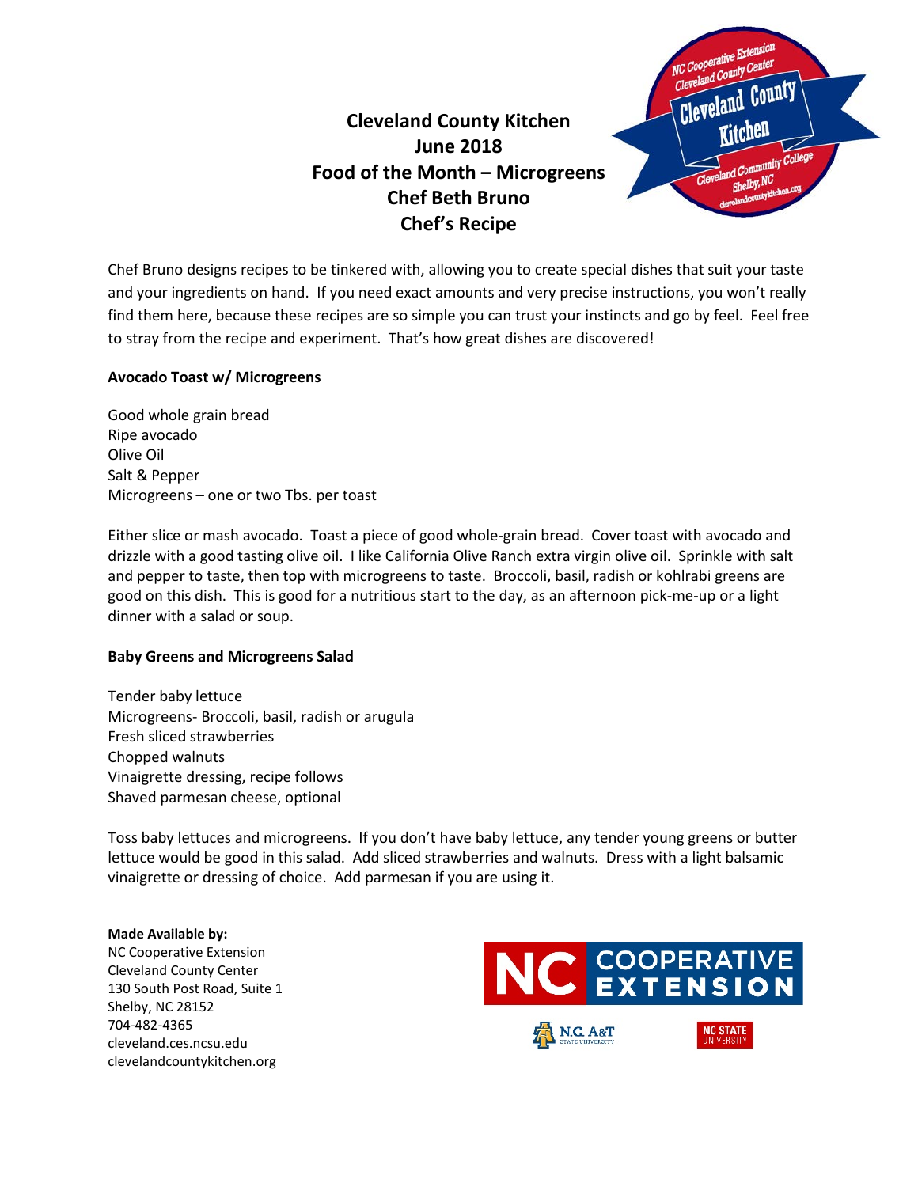# Cleveland County Kitchen
## June 2018
## Food of the Month – Microgreens
## Chef Beth Bruno
## Chef's Recipe

Chef Bruno designs recipes to be tinkered with, allowing you to create special dishes that suit your taste and your ingredients on hand. If you need exact amounts and very precise instructions, you won't really find them here, because these recipes are so simple you can trust your instincts and go by feel. Feel free to stray from the recipe and experiment. That's how great dishes are discovered!

**Avocado Toast w/ Microgreens**

Good whole grain bread
Ripe avocado
Olive Oil
Salt & Pepper
Microgreens – one or two Tbs. per toast

Either slice or mash avocado. Toast a piece of good whole-grain bread. Cover toast with avocado and drizzle with a good tasting olive oil. I like California Olive Ranch extra virgin olive oil. Sprinkle with salt and pepper to taste, then top with microgreens to taste. Broccoli, basil, radish or kohlrabi greens are good on this dish. This is good for a nutritious start to the day, as an afternoon pick-me-up or a light dinner with a salad or soup.

**Baby Greens and Microgreens Salad**

Tender baby lettuce
Microgreens- Broccoli, basil, radish or arugula
Fresh sliced strawberries
Chopped walnuts
Vinaigrette dressing, recipe follows
Shaved parmesan cheese, optional

Toss baby lettuces and microgreens. If you don't have baby lettuce, any tender young greens or butter lettuce would be good in this salad. Add sliced strawberries and walnuts. Dress with a light balsamic vinaigrette or dressing of choice. Add parmesan if you are using it.

**Made Available by:**
NC Cooperative Extension
Cleveland County Center
130 South Post Road, Suite 1
Shelby, NC 28152
704-482-4365
cleveland.ces.ncsu.edu
clevelandcountykitchen.org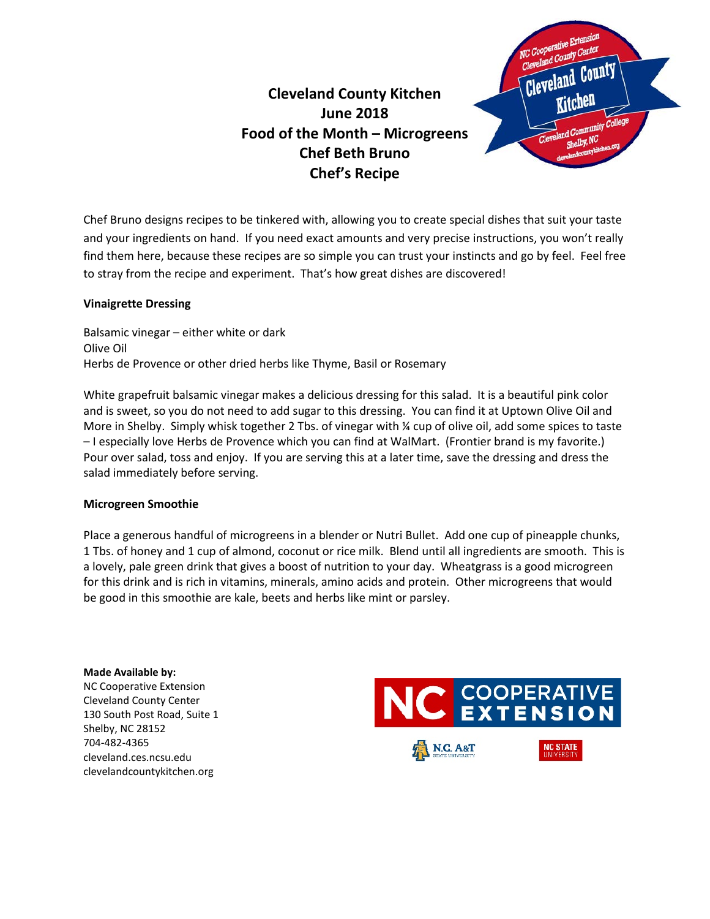# Cleveland County Kitchen
## June 2018
## Food of the Month – Microgreens
## Chef Beth Bruno
## Chef's Recipe

Chef Bruno designs recipes to be tinkered with, allowing you to create special dishes that suit your taste and your ingredients on hand. If you need exact amounts and very precise instructions, you won't really find them here, because these recipes are so simple you can trust your instincts and go by feel. Feel free to stray from the recipe and experiment. That's how great dishes are discovered!

**Vinaigrette Dressing**

Balsamic vinegar – either white or dark
Olive Oil
Herbs de Provence or other dried herbs like Thyme, Basil or Rosemary

White grapefruit balsamic vinegar makes a delicious dressing for this salad. It is a beautiful pink color and is sweet, so you do not need to add sugar to this dressing. You can find it at Uptown Olive Oil and More in Shelby. Simply whisk together 2 Tbs. of vinegar with ¼ cup of olive oil, add some spices to taste – I especially love Herbs de Provence which you can find at WalMart. (Frontier brand is my favorite.) Pour over salad, toss and enjoy. If you are serving this at a later time, save the dressing and dress the salad immediately before serving.

**Microgreen Smoothie**

Place a generous handful of microgreens in a blender or Nutri Bullet. Add one cup of pineapple chunks, 1 Tbs. of honey and 1 cup of almond, coconut or rice milk. Blend until all ingredients are smooth. This is a lovely, pale green drink that gives a boost of nutrition to your day. Wheatgrass is a good microgreen for this drink and is rich in vitamins, minerals, amino acids and protein. Other microgreens that would be good in this smoothie are kale, beets and herbs like mint or parsley.

**Made Available by:**
NC Cooperative Extension
Cleveland County Center
130 South Post Road, Suite 1
Shelby, NC 28152
704-482-4365
cleveland.ces.ncsu.edu
clevelandcountykitchen.org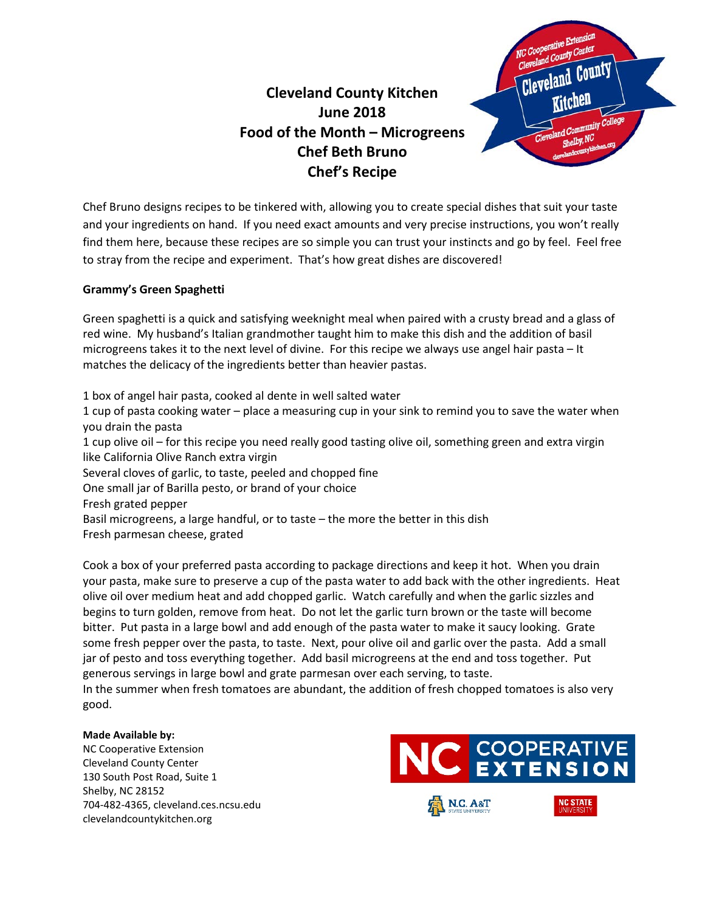# Cleveland County Kitchen
# June 2018
# Food of the Month – Microgreens
# Chef Beth Bruno
# Chef's Recipe

Chef Bruno designs recipes to be tinkered with, allowing you to create special dishes that suit your taste and your ingredients on hand. If you need exact amounts and very precise instructions, you won't really find them here, because these recipes are so simple you can trust your instincts and go by feel. Feel free to stray from the recipe and experiment. That's how great dishes are discovered!

**Grammy's Green Spaghetti**

Green spaghetti is a quick and satisfying weeknight meal when paired with a crusty bread and a glass of red wine. My husband's Italian grandmother taught him to make this dish and the addition of basil microgreens takes it to the next level of divine. For this recipe we always use angel hair pasta – It matches the delicacy of the ingredients better than heavier pastas.

1 box of angel hair pasta, cooked al dente in well salted water
1 cup of pasta cooking water – place a measuring cup in your sink to remind you to save the water when you drain the pasta
1 cup olive oil – for this recipe you need really good tasting olive oil, something green and extra virgin like California Olive Ranch extra virgin
Several cloves of garlic, to taste, peeled and chopped fine
One small jar of Barilla pesto, or brand of your choice
Fresh grated pepper
Basil microgreens, a large handful, or to taste – the more the better in this dish
Fresh parmesan cheese, grated

Cook a box of your preferred pasta according to package directions and keep it hot. When you drain your pasta, make sure to preserve a cup of the pasta water to add back with the other ingredients. Heat olive oil over medium heat and add chopped garlic. Watch carefully and when the garlic sizzles and begins to turn golden, remove from heat. Do not let the garlic turn brown or the taste will become bitter. Put pasta in a large bowl and add enough of the pasta water to make it saucy looking. Grate some fresh pepper over the pasta, to taste. Next, pour olive oil and garlic over the pasta. Add a small jar of pesto and toss everything together. Add basil microgreens at the end and toss together. Put generous servings in large bowl and grate parmesan over each serving, to taste.
In the summer when fresh tomatoes are abundant, the addition of fresh chopped tomatoes is also very good.

**Made Available by:**
NC Cooperative Extension
Cleveland County Center
130 South Post Road, Suite 1
Shelby, NC 28152
704-482-4365, cleveland.ces.ncsu.edu
clevelandcountykitchen.org